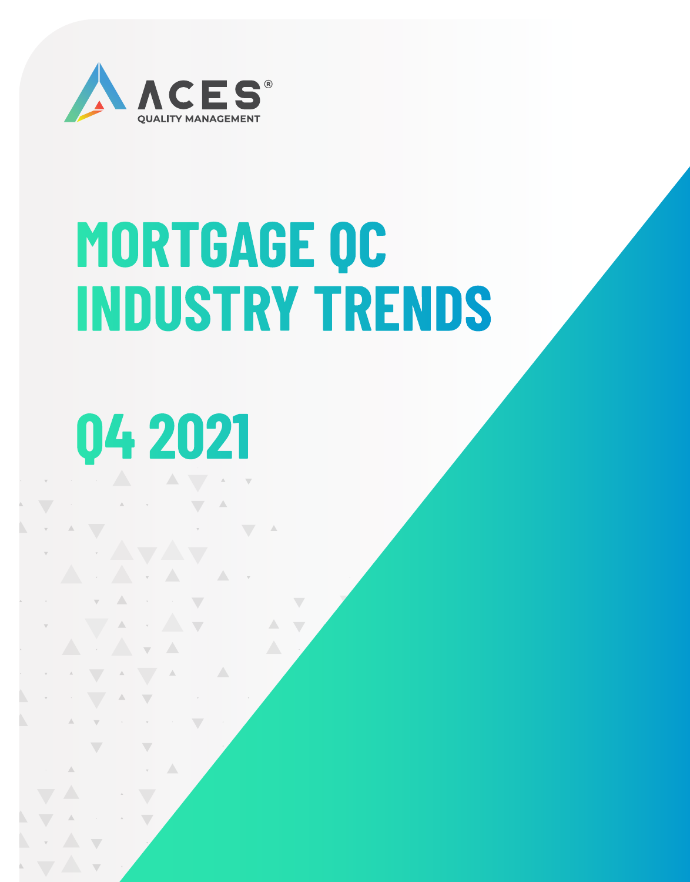ACES®

QUALITY MANAGEMENT

# MORTGAGE QC INDUSTRY TRENDS

# Q4 2021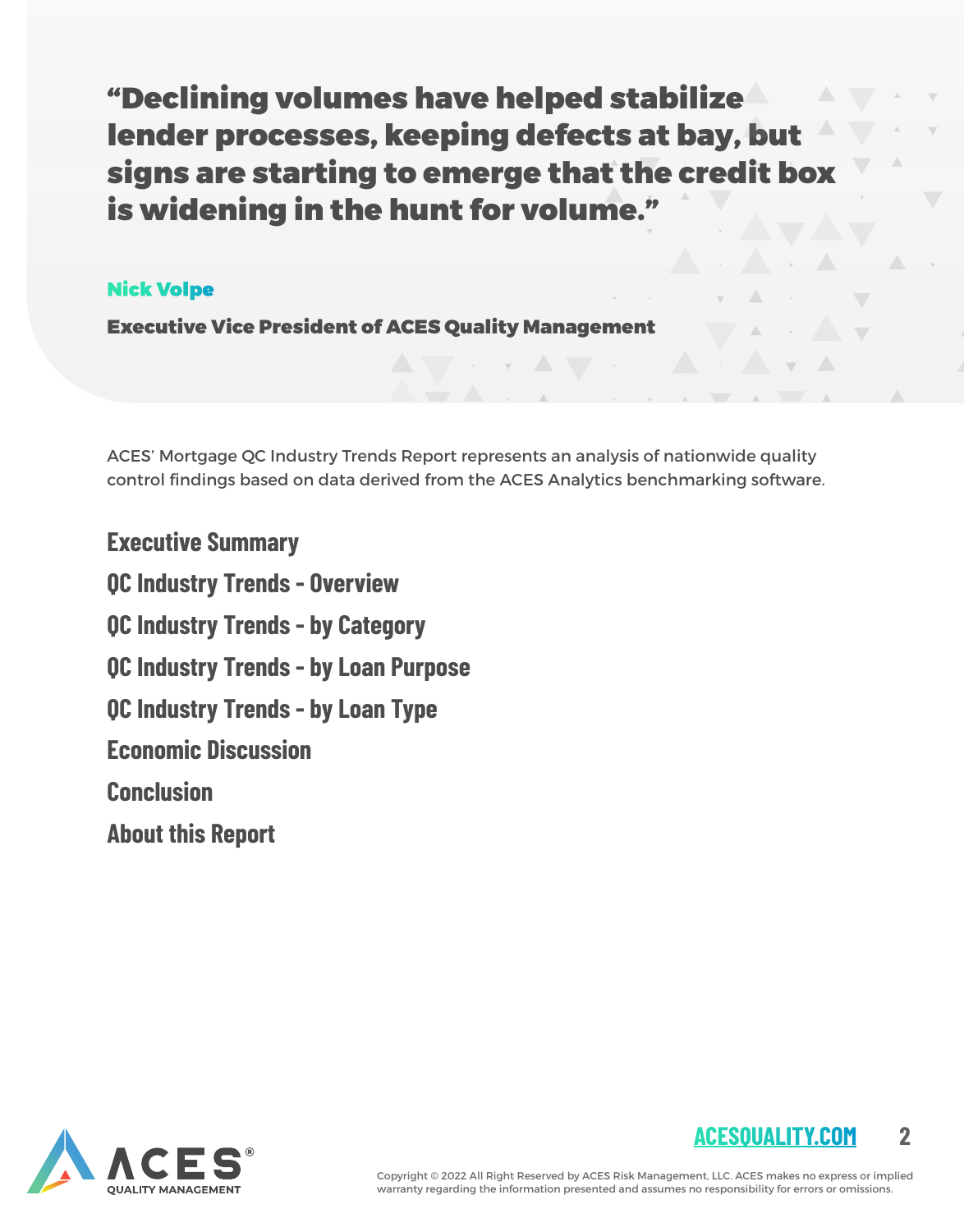**“Declining volumes have helped stabilize lender processes, keeping defects at bay, but signs are starting to emerge that the credit box is widening in the hunt for volume.”**

**Nick Volpe**

**Executive Vice President of ACES Quality Management**

ACES’ Mortgage QC Industry Trends Report represents an analysis of nationwide quality control findings based on data derived from the ACES Analytics benchmarking software.

## Executive Summary

## QC Industry Trends - Overview

## QC Industry Trends - by Category

## QC Industry Trends - by Loan Purpose

## QC Industry Trends - by Loan Type

## Economic Discussion

## Conclusion

## About this Report

ACESQUALITY.COM

Copyright © 2022 All Right Reserved by ACES Risk Management, LLC. ACES makes no express or implied warranty regarding the information presented and assumes no responsibility for errors or omissions.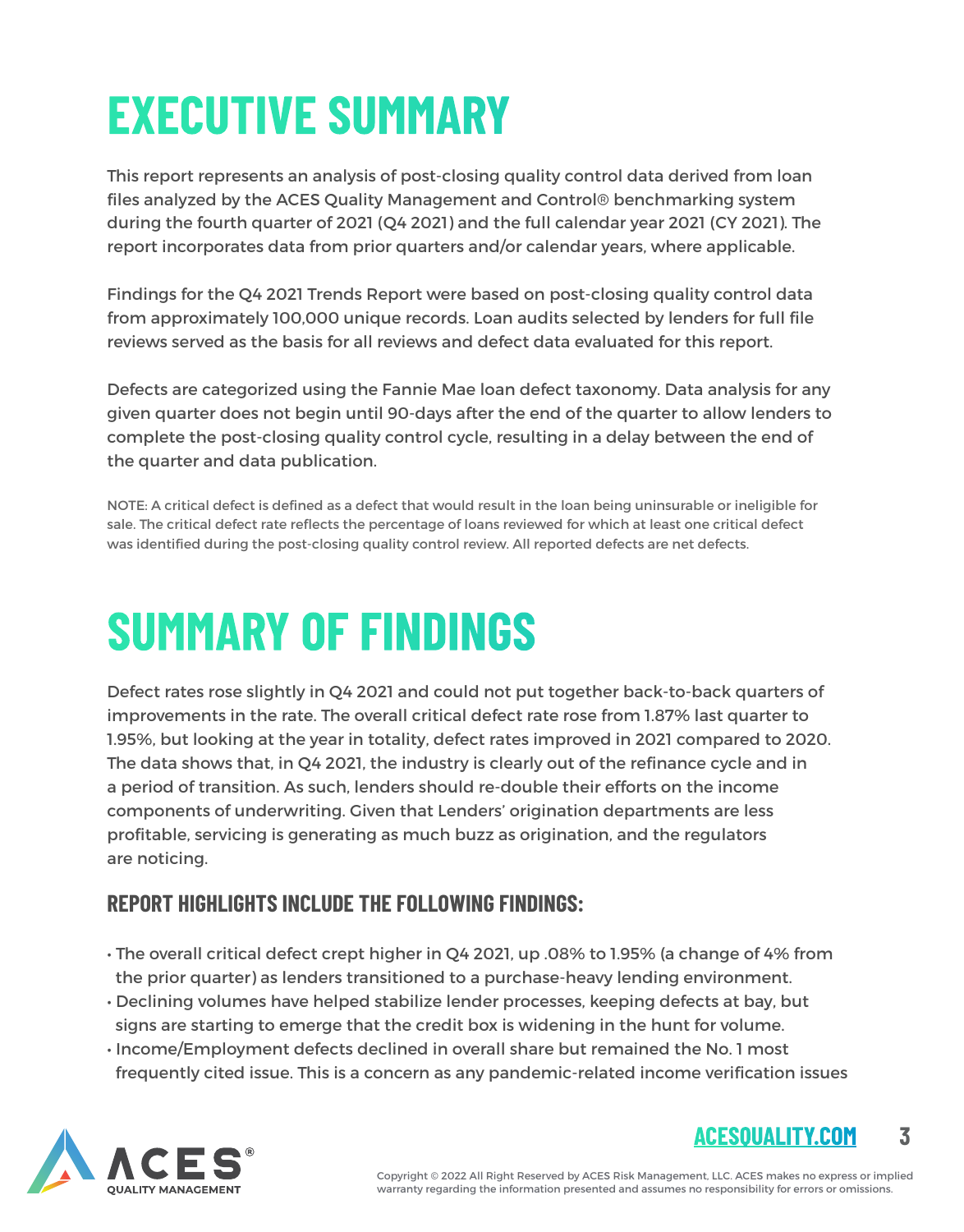# EXECUTIVE SUMMARY

This report represents an analysis of post-closing quality control data derived from loan files analyzed by the ACES Quality Management and Control® benchmarking system during the fourth quarter of 2021 (Q4 2021) and the full calendar year 2021 (CY 2021). The report incorporates data from prior quarters and/or calendar years, where applicable.

Findings for the Q4 2021 Trends Report were based on post-closing quality control data from approximately 100,000 unique records. Loan audits selected by lenders for full file reviews served as the basis for all reviews and defect data evaluated for this report.

Defects are categorized using the Fannie Mae loan defect taxonomy. Data analysis for any given quarter does not begin until 90-days after the end of the quarter to allow lenders to complete the post-closing quality control cycle, resulting in a delay between the end of the quarter and data publication.

NOTE: A critical defect is defined as a defect that would result in the loan being uninsurable or ineligible for sale. The critical defect rate reflects the percentage of loans reviewed for which at least one critical defect was identified during the post-closing quality control review. All reported defects are net defects.

# SUMMARY OF FINDINGS

Defect rates rose slightly in Q4 2021 and could not put together back-to-back quarters of improvements in the rate. The overall critical defect rate rose from 1.87% last quarter to 1.95%, but looking at the year in totality, defect rates improved in 2021 compared to 2020. The data shows that, in Q4 2021, the industry is clearly out of the refinance cycle and in a period of transition. As such, lenders should re-double their efforts on the income components of underwriting. Given that Lenders' origination departments are less profitable, servicing is generating as much buzz as origination, and the regulators are noticing.

### REPORT HIGHLIGHTS INCLUDE THE FOLLOWING FINDINGS:

- The overall critical defect crept higher in Q4 2021, up .08% to 1.95% (a change of 4% from the prior quarter) as lenders transitioned to a purchase-heavy lending environment.
- Declining volumes have helped stabilize lender processes, keeping defects at bay, but signs are starting to emerge that the credit box is widening in the hunt for volume.
- Income/Employment defects declined in overall share but remained the No. 1 most frequently cited issue. This is a concern as any pandemic-related income verification issues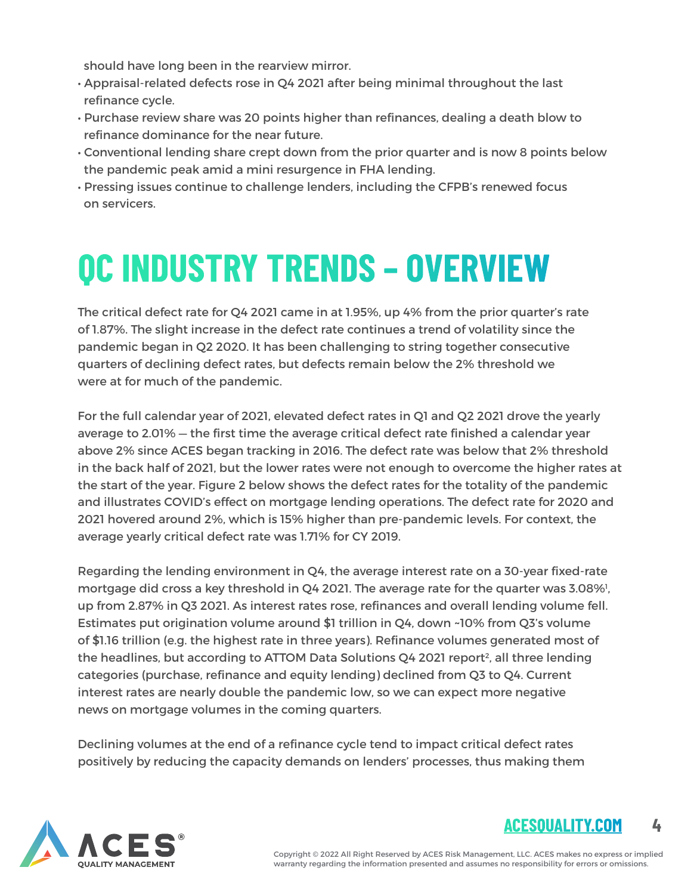should have long been in the rearview mirror.

- Appraisal-related defects rose in Q4 2021 after being minimal throughout the last refinance cycle.
- Purchase review share was 20 points higher than refinances, dealing a death blow to refinance dominance for the near future.
- Conventional lending share crept down from the prior quarter and is now 8 points below the pandemic peak amid a mini resurgence in FHA lending.
- Pressing issues continue to challenge lenders, including the CFPB's renewed focus on servicers.

# QC INDUSTRY TRENDS – OVERVIEW

The critical defect rate for Q4 2021 came in at 1.95%, up 4% from the prior quarter's rate of 1.87%. The slight increase in the defect rate continues a trend of volatility since the pandemic began in Q2 2020. It has been challenging to string together consecutive quarters of declining defect rates, but defects remain below the 2% threshold we were at for much of the pandemic.

For the full calendar year of 2021, elevated defect rates in Q1 and Q2 2021 drove the yearly average to 2.01% — the first time the average critical defect rate finished a calendar year above 2% since ACES began tracking in 2016. The defect rate was below that 2% threshold in the back half of 2021, but the lower rates were not enough to overcome the higher rates at the start of the year. Figure 2 below shows the defect rates for the totality of the pandemic and illustrates COVID's effect on mortgage lending operations. The defect rate for 2020 and 2021 hovered around 2%, which is 15% higher than pre-pandemic levels. For context, the average yearly critical defect rate was 1.71% for CY 2019.

Regarding the lending environment in Q4, the average interest rate on a 30-year fixed-rate mortgage did cross a key threshold in Q4 2021. The average rate for the quarter was 3.08%[1], up from 2.87% in Q3 2021. As interest rates rose, refinances and overall lending volume fell. Estimates put origination volume around $1 trillion in Q4, down ~10% from Q3's volume of $1.16 trillion (e.g. the highest rate in three years). Refinance volumes generated most of the headlines, but according to ATTOM Data Solutions Q4 2021 report[2], all three lending categories (purchase, refinance and equity lending) declined from Q3 to Q4. Current interest rates are nearly double the pandemic low, so we can expect more negative news on mortgage volumes in the coming quarters.

Declining volumes at the end of a refinance cycle tend to impact critical defect rates positively by reducing the capacity demands on lenders' processes, thus making them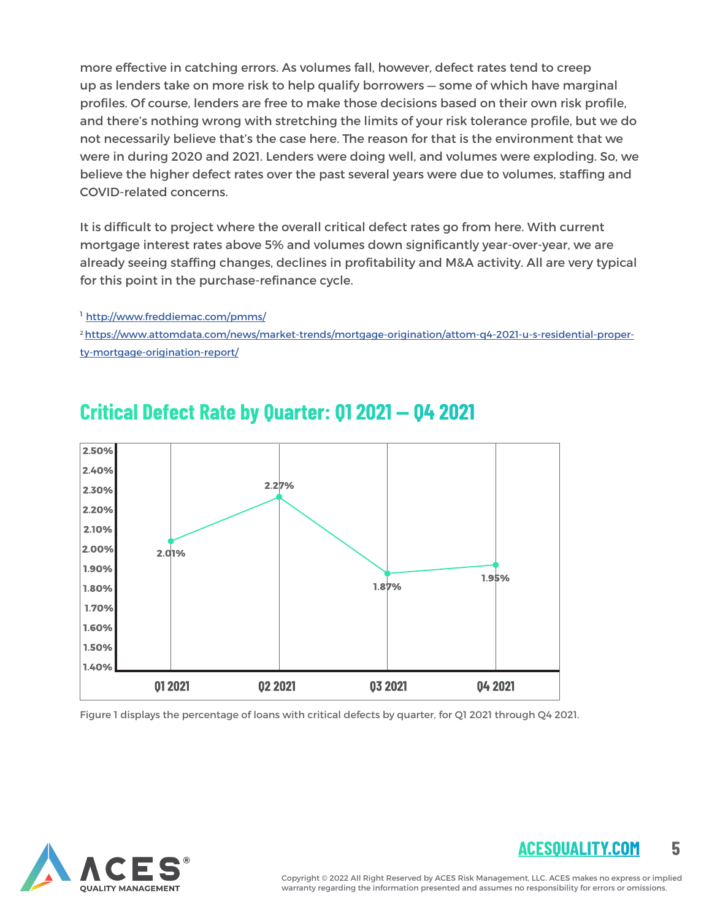more effective in catching errors. As volumes fall, however, defect rates tend to creep up as lenders take on more risk to help qualify borrowers — some of which have marginal profiles. Of course, lenders are free to make those decisions based on their own risk profile, and there's nothing wrong with stretching the limits of your risk tolerance profile, but we do not necessarily believe that's the case here. The reason for that is the environment that we were in during 2020 and 2021. Lenders were doing well, and volumes were exploding. So, we believe the higher defect rates over the past several years were due to volumes, staffing and COVID-related concerns.

It is difficult to project where the overall critical defect rates go from here. With current mortgage interest rates above 5% and volumes down significantly year-over-year, we are already seeing staffing changes, declines in profitability and M&A activity. All are very typical for this point in the purchase-refinance cycle.

[1] http://www.freddiemac.com/pmms/

[2] https://www.attomdata.com/news/market-trends/mortgage-origination/attom-q4-2021-u-s-residential-property-mortgage-origination-report/

## Critical Defect Rate by Quarter: Q1 2021 — Q4 2021

| Quarter | Critical Defect Rate |
|---|---|
| Q1 2021 | 2.01% |
| Q2 2021 | 2.27% |
| Q3 2021 | 1.87% |
| Q4 2021 | 1.95% |

Figure 1 displays the percentage of loans with critical defects by quarter, for Q1 2021 through Q4 2021.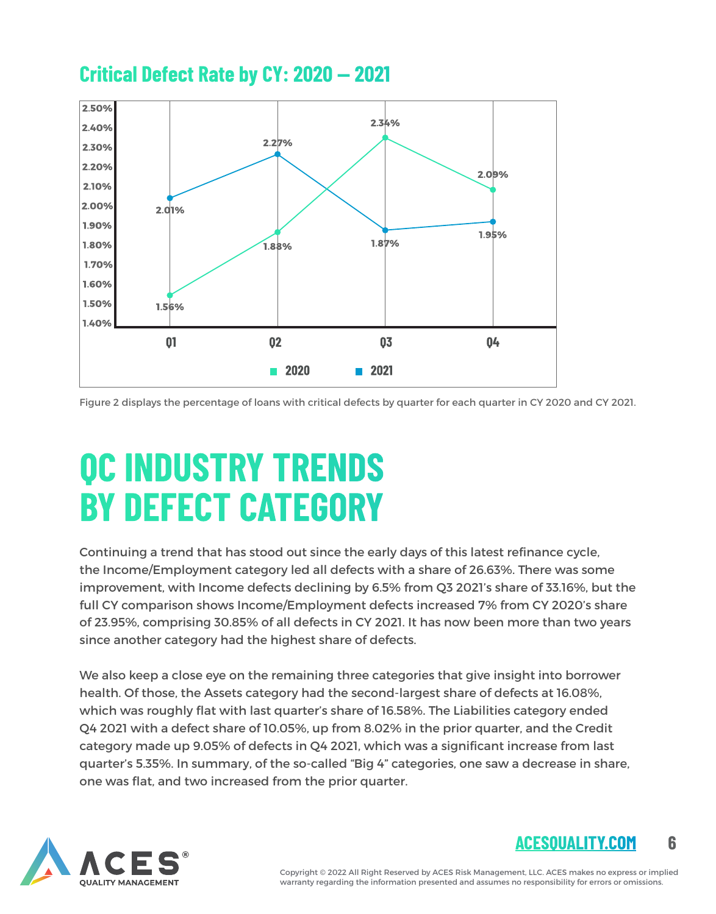## Critical Defect Rate by CY: 2020 – 2021

| Quarter | 2020 | 2021 |
|---|---|---|
| Q1 | 1.56% | 2.01% |
| Q2 | 1.88% | 2.27% |
| Q3 | 2.34% | 1.87% |
| Q4 | 2.09% | 1.95% |

Figure 2 displays the percentage of loans with critical defects by quarter for each quarter in CY 2020 and CY 2021.

# QC INDUSTRY TRENDS BY DEFECT CATEGORY

Continuing a trend that has stood out since the early days of this latest refinance cycle, the Income/Employment category led all defects with a share of 26.63%. There was some improvement, with Income defects declining by 6.5% from Q3 2021's share of 33.16%, but the full CY comparison shows Income/Employment defects increased 7% from CY 2020's share of 23.95%, comprising 30.85% of all defects in CY 2021. It has now been more than two years since another category had the highest share of defects.

We also keep a close eye on the remaining three categories that give insight into borrower health. Of those, the Assets category had the second-largest share of defects at 16.08%, which was roughly flat with last quarter's share of 16.58%. The Liabilities category ended Q4 2021 with a defect share of 10.05%, up from 8.02% in the prior quarter, and the Credit category made up 9.05% of defects in Q4 2021, which was a significant increase from last quarter's 5.35%. In summary, of the so-called "Big 4" categories, one saw a decrease in share, one was flat, and two increased from the prior quarter.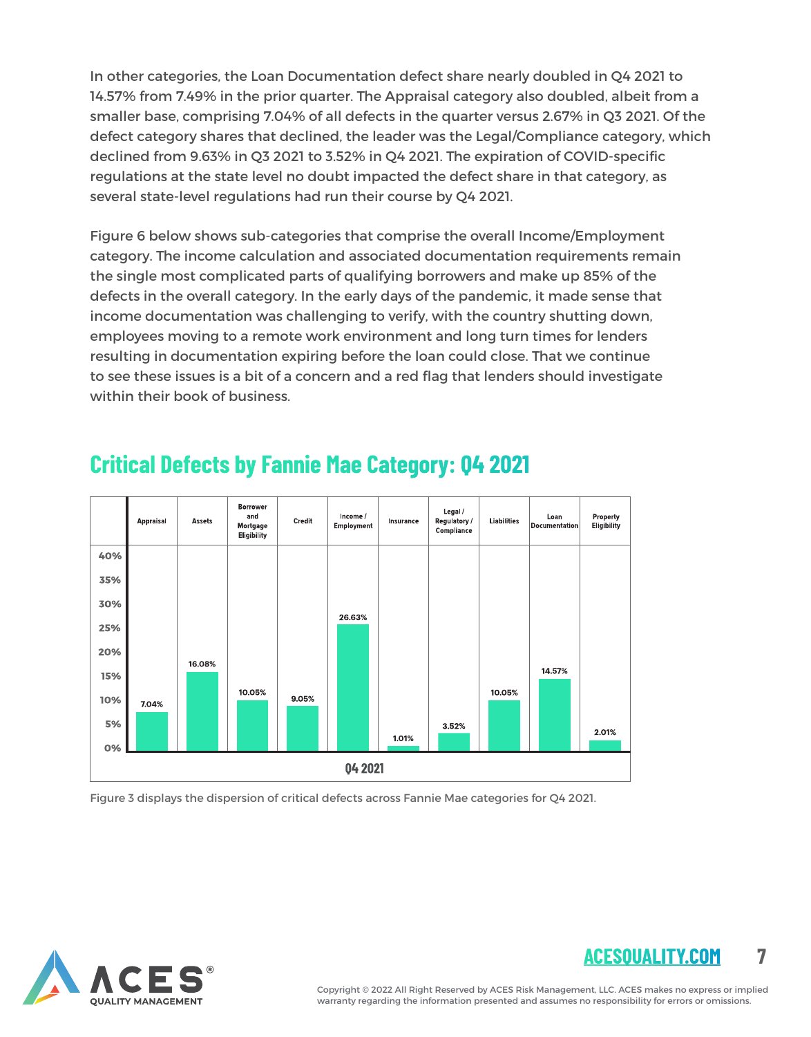In other categories, the Loan Documentation defect share nearly doubled in Q4 2021 to 14.57% from 7.49% in the prior quarter. The Appraisal category also doubled, albeit from a smaller base, comprising 7.04% of all defects in the quarter versus 2.67% in Q3 2021. Of the defect category shares that declined, the leader was the Legal/Compliance category, which declined from 9.63% in Q3 2021 to 3.52% in Q4 2021. The expiration of COVID-specific regulations at the state level no doubt impacted the defect share in that category, as several state-level regulations had run their course by Q4 2021.

Figure 6 below shows sub-categories that comprise the overall Income/Employment category. The income calculation and associated documentation requirements remain the single most complicated parts of qualifying borrowers and make up 85% of the defects in the overall category. In the early days of the pandemic, it made sense that income documentation was challenging to verify, with the country shutting down, employees moving to a remote work environment and long turn times for lenders resulting in documentation expiring before the loan could close. That we continue to see these issues is a bit of a concern and a red flag that lenders should investigate within their book of business.

## Critical Defects by Fannie Mae Category: Q4 2021

| | Appraisal | Assets | Borrower and Mortgage Eligibility | Credit | Income / Employment | Insurance | Legal / Regulatory / Compliance | Liabilities | Loan Documentation | Property Eligibility |
|---|---|---|---|---|---|---|---|---|---|---|
| Q4 2021 | 7.04% | 16.08% | 10.05% | 9.05% | 26.63% | 1.01% | 3.52% | 10.05% | 14.57% | 2.01% |

Figure 3 displays the dispersion of critical defects across Fannie Mae categories for Q4 2021.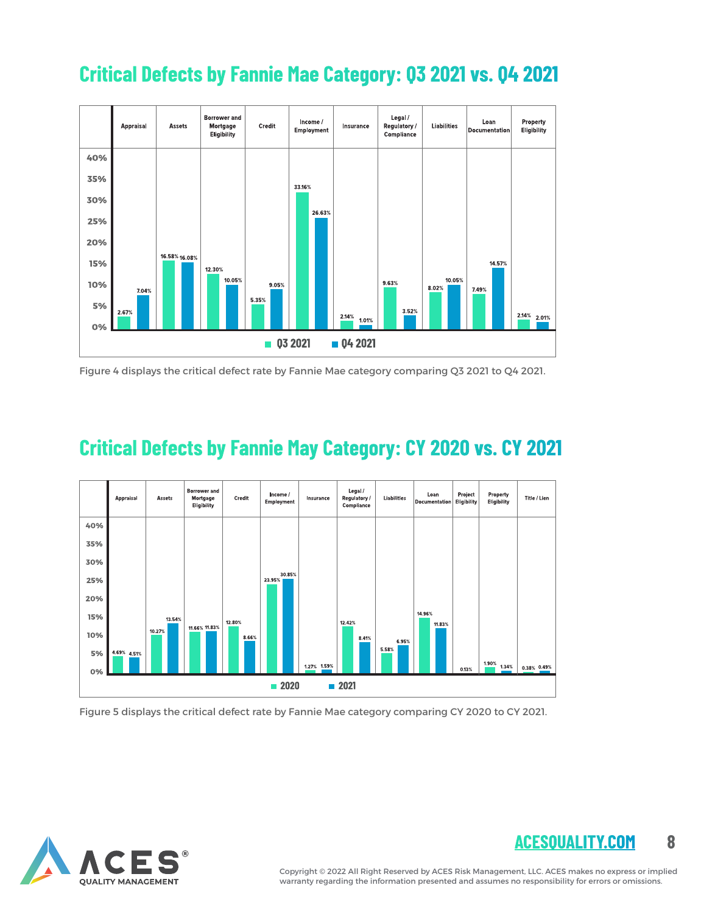## Critical Defects by Fannie Mae Category: Q3 2021 vs. Q4 2021

| Category | Q3 2021 | Q4 2021 |
|---|---|---|
| Appraisal | 2.67% | 7.04% |
| Assets | 16.58% | 16.08% |
| Borrower and Mortgage Eligibility | 12.30% | 10.05% |
| Credit | 5.35% | 9.05% |
| Income / Employment | 33.16% | 26.63% |
| Insurance | 2.14% | 1.01% |
| Legal / Regulatory / Compliance | 9.63% | 3.52% |
| Liabilities | 8.02% | 10.05% |
| Loan Documentation | 7.49% | 14.57% |
| Property Eligibility | 2.14% | 2.01% |

Figure 4 displays the critical defect rate by Fannie Mae category comparing Q3 2021 to Q4 2021.

## Critical Defects by Fannie May Category: CY 2020 vs. CY 2021

| Category | 2020 | 2021 |
|---|---|---|
| Appraisal | 4.69% | 4.51% |
| Assets | 10.27% | 13.54% |
| Borrower and Mortgage Eligibility | 11.66% | 11.83% |
| Credit | 12.80% | 8.66% |
| Income / Employment | 23.95% | 30.85% |
| Insurance | 1.27% | 1.59% |
| Legal / Regulatory / Compliance | 12.42% | 8.41% |
| Liabilities | 5.58% | 6.95% |
| Loan Documentation | 14.96% | 11.83% |
| Project Eligibility | | 0.13% |
| Property Eligibility | 1.90% | 1.34% |
| Title / Lien | 0.38% | 0.49% |

Figure 5 displays the critical defect rate by Fannie Mae category comparing CY 2020 to CY 2021.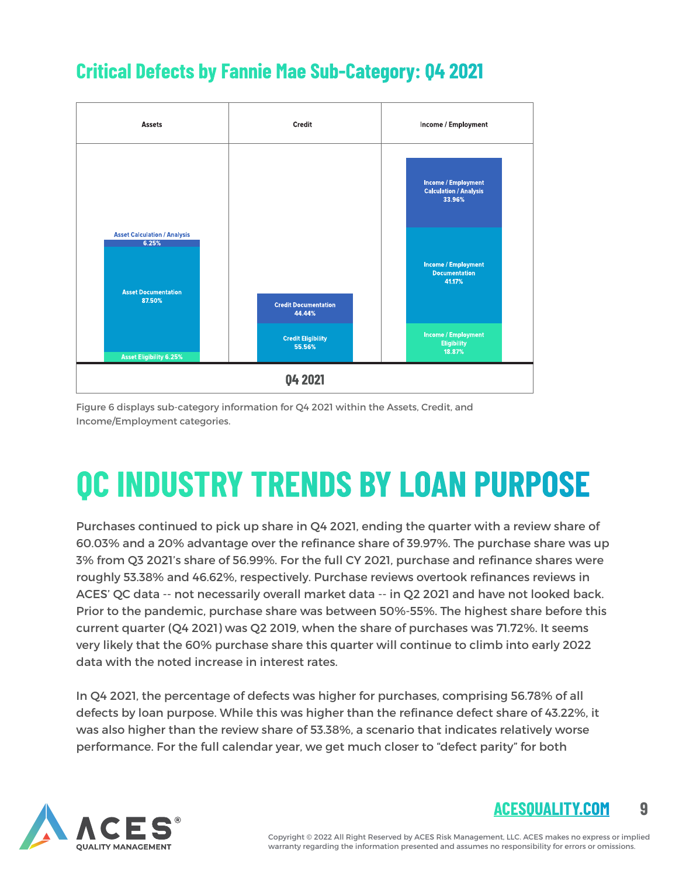## Critical Defects by Fannie Mae Sub-Category: Q4 2021

| Assets | Credit | Income / Employment |
|---|---|---|
| Asset Calculation / Analysis 6.25% | Credit Documentation 44.44% | Income / Employment Calculation / Analysis 33.96% |
| Asset Documentation 87.50% | Credit Eligibility 55.56% | Income / Employment Documentation 41.17% |
| Asset Eligibility 6.25% | | Income / Employment Eligibility 18.87% |

Q4 2021

Figure 6 displays sub-category information for Q4 2021 within the Assets, Credit, and Income/Employment categories.

# QC INDUSTRY TRENDS BY LOAN PURPOSE

Purchases continued to pick up share in Q4 2021, ending the quarter with a review share of 60.03% and a 20% advantage over the refinance share of 39.97%. The purchase share was up 3% from Q3 2021's share of 56.99%. For the full CY 2021, purchase and refinance shares were roughly 53.38% and 46.62%, respectively. Purchase reviews overtook refinances reviews in ACES' QC data -- not necessarily overall market data -- in Q2 2021 and have not looked back. Prior to the pandemic, purchase share was between 50%-55%. The highest share before this current quarter (Q4 2021) was Q2 2019, when the share of purchases was 71.72%. It seems very likely that the 60% purchase share this quarter will continue to climb into early 2022 data with the noted increase in interest rates.

In Q4 2021, the percentage of defects was higher for purchases, comprising 56.78% of all defects by loan purpose. While this was higher than the refinance defect share of 43.22%, it was also higher than the review share of 53.38%, a scenario that indicates relatively worse performance. For the full calendar year, we get much closer to "defect parity" for both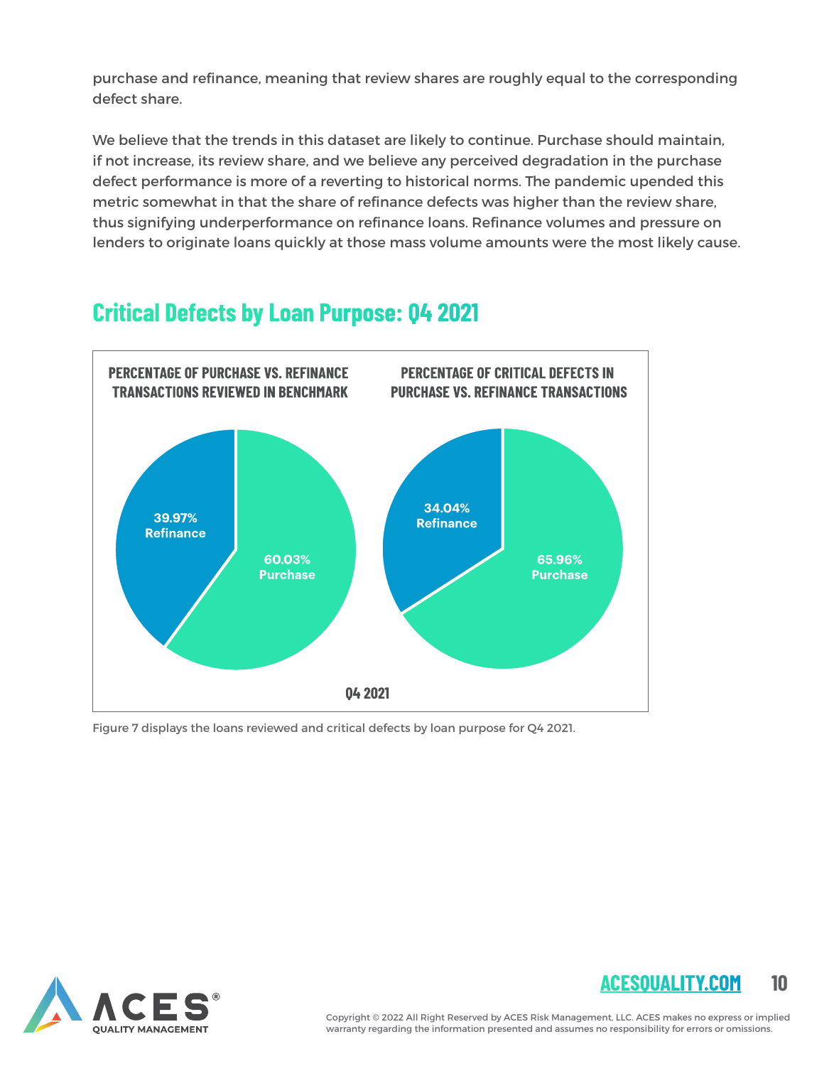purchase and refinance, meaning that review shares are roughly equal to the corresponding defect share.

We believe that the trends in this dataset are likely to continue. Purchase should maintain, if not increase, its review share, and we believe any perceived degradation in the purchase defect performance is more of a reverting to historical norms. The pandemic upended this metric somewhat in that the share of refinance defects was higher than the review share, thus signifying underperformance on refinance loans. Refinance volumes and pressure on lenders to originate loans quickly at those mass volume amounts were the most likely cause.

## Critical Defects by Loan Purpose: Q4 2021

**PERCENTAGE OF PURCHASE VS. REFINANCE TRANSACTIONS REVIEWED IN BENCHMARK**

- 39.97% Refinance
- 60.03% Purchase

**PERCENTAGE OF CRITICAL DEFECTS IN PURCHASE VS. REFINANCE TRANSACTIONS**

- 34.04% Refinance
- 65.96% Purchase

Q4 2021

Figure 7 displays the loans reviewed and critical defects by loan purpose for Q4 2021.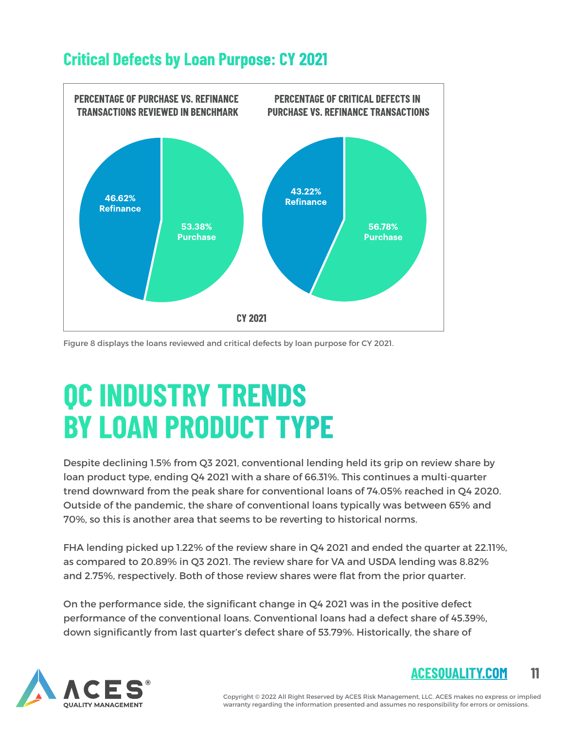## Critical Defects by Loan Purpose: CY 2021

| CY 2021 | Percentage of Purchase vs. Refinance Transactions Reviewed in Benchmark | Percentage of Critical Defects in Purchase vs. Refinance Transactions |
|---|---|---|
| Refinance | 46.62% | 43.22% |
| Purchase | 53.38% | 56.78% |

Figure 8 displays the loans reviewed and critical defects by loan purpose for CY 2021.

# QC INDUSTRY TRENDS BY LOAN PRODUCT TYPE

Despite declining 1.5% from Q3 2021, conventional lending held its grip on review share by loan product type, ending Q4 2021 with a share of 66.31%. This continues a multi-quarter trend downward from the peak share for conventional loans of 74.05% reached in Q4 2020. Outside of the pandemic, the share of conventional loans typically was between 65% and 70%, so this is another area that seems to be reverting to historical norms.

FHA lending picked up 1.22% of the review share in Q4 2021 and ended the quarter at 22.11%, as compared to 20.89% in Q3 2021. The review share for VA and USDA lending was 8.82% and 2.75%, respectively. Both of those review shares were flat from the prior quarter.

On the performance side, the significant change in Q4 2021 was in the positive defect performance of the conventional loans. Conventional loans had a defect share of 45.39%, down significantly from last quarter's defect share of 53.79%. Historically, the share of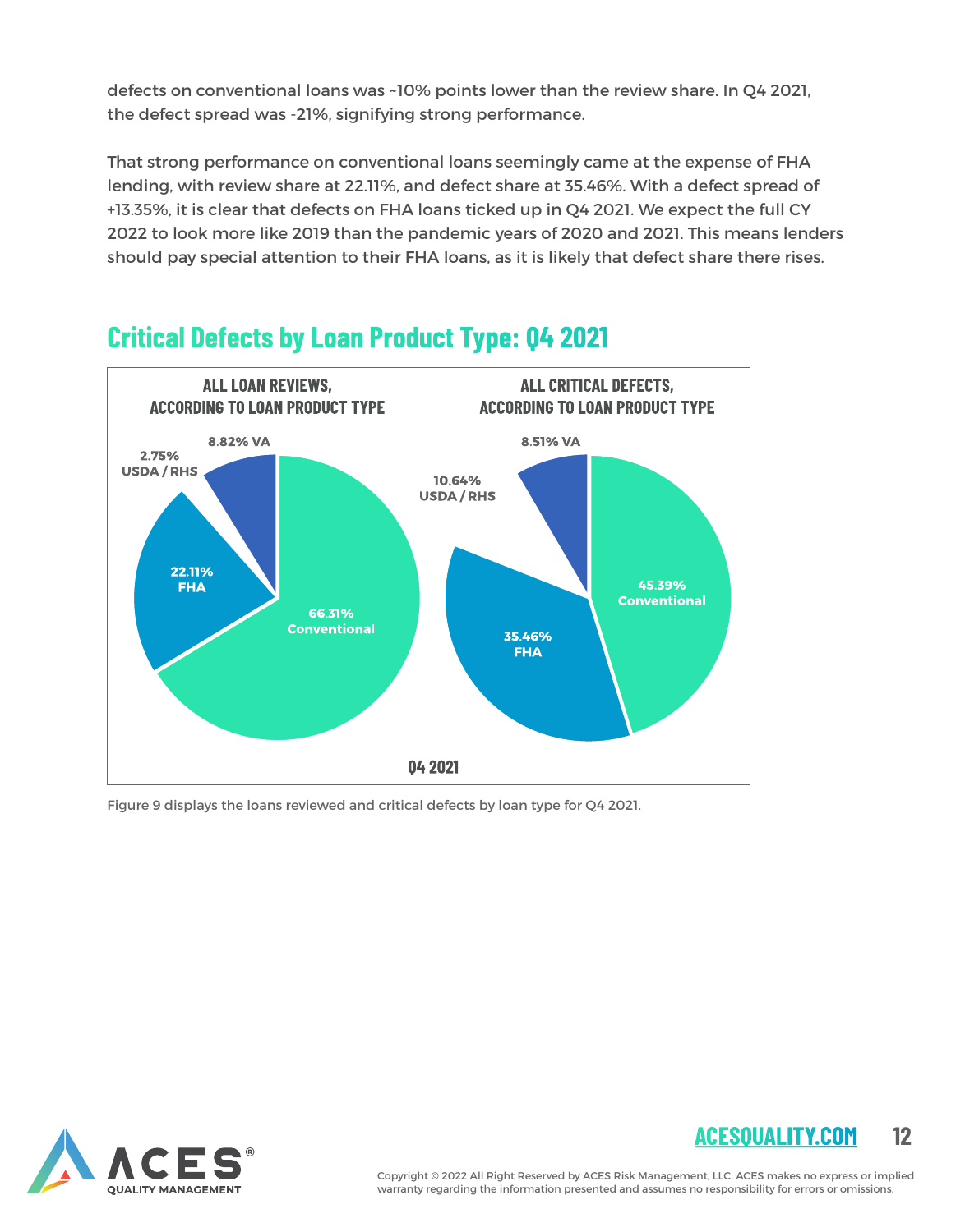defects on conventional loans was ~10% points lower than the review share. In Q4 2021, the defect spread was -21%, signifying strong performance.

That strong performance on conventional loans seemingly came at the expense of FHA lending, with review share at 22.11%, and defect share at 35.46%. With a defect spread of +13.35%, it is clear that defects on FHA loans ticked up in Q4 2021. We expect the full CY 2022 to look more like 2019 than the pandemic years of 2020 and 2021. This means lenders should pay special attention to their FHA loans, as it is likely that defect share there rises.

## Critical Defects by Loan Product Type: Q4 2021

**ALL LOAN REVIEWS, ACCORDING TO LOAN PRODUCT TYPE**

- 66.31% Conventional
- 22.11% FHA
- 2.75% USDA / RHS
- 8.82% VA

**ALL CRITICAL DEFECTS, ACCORDING TO LOAN PRODUCT TYPE**

- 45.39% Conventional
- 35.46% FHA
- 10.64% USDA / RHS
- 8.51% VA

Q4 2021

Figure 9 displays the loans reviewed and critical defects by loan type for Q4 2021.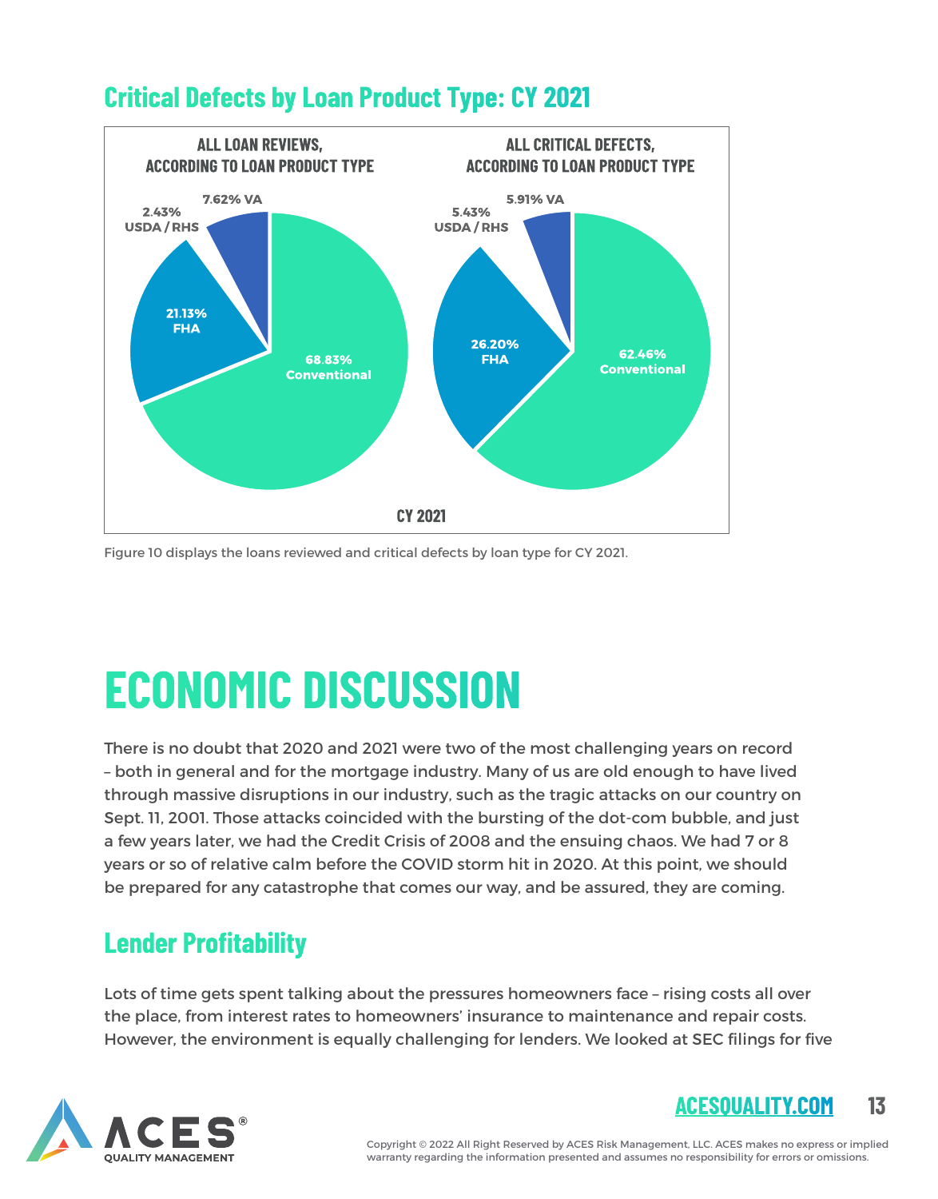## Critical Defects by Loan Product Type: CY 2021

| Loan Product Type | All Loan Reviews, According to Loan Product Type | All Critical Defects, According to Loan Product Type |
|---|---|---|
| Conventional | 68.83% | 62.46% |
| FHA | 21.13% | 26.20% |
| USDA / RHS | 2.43% | 5.43% |
| VA | 7.62% | 5.91% |

CY 2021

Figure 10 displays the loans reviewed and critical defects by loan type for CY 2021.

# ECONOMIC DISCUSSION

There is no doubt that 2020 and 2021 were two of the most challenging years on record – both in general and for the mortgage industry. Many of us are old enough to have lived through massive disruptions in our industry, such as the tragic attacks on our country on Sept. 11, 2001. Those attacks coincided with the bursting of the dot-com bubble, and just a few years later, we had the Credit Crisis of 2008 and the ensuing chaos. We had 7 or 8 years or so of relative calm before the COVID storm hit in 2020. At this point, we should be prepared for any catastrophe that comes our way, and be assured, they are coming.

## Lender Profitability

Lots of time gets spent talking about the pressures homeowners face – rising costs all over the place, from interest rates to homeowners' insurance to maintenance and repair costs. However, the environment is equally challenging for lenders. We looked at SEC filings for five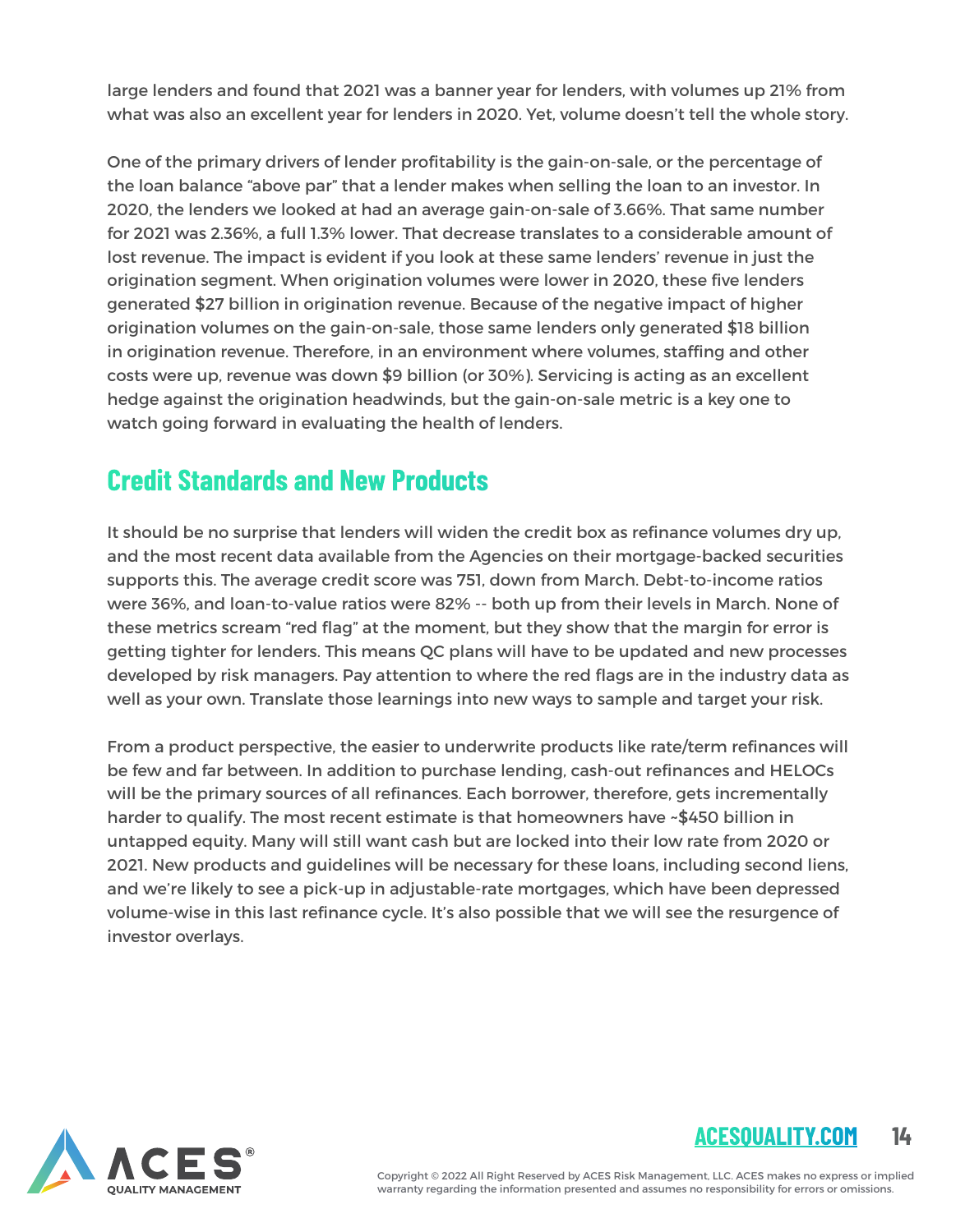large lenders and found that 2021 was a banner year for lenders, with volumes up 21% from what was also an excellent year for lenders in 2020. Yet, volume doesn't tell the whole story.

One of the primary drivers of lender profitability is the gain-on-sale, or the percentage of the loan balance "above par" that a lender makes when selling the loan to an investor. In 2020, the lenders we looked at had an average gain-on-sale of 3.66%. That same number for 2021 was 2.36%, a full 1.3% lower. That decrease translates to a considerable amount of lost revenue. The impact is evident if you look at these same lenders' revenue in just the origination segment. When origination volumes were lower in 2020, these five lenders generated $27 billion in origination revenue. Because of the negative impact of higher origination volumes on the gain-on-sale, those same lenders only generated $18 billion in origination revenue. Therefore, in an environment where volumes, staffing and other costs were up, revenue was down $9 billion (or 30%). Servicing is acting as an excellent hedge against the origination headwinds, but the gain-on-sale metric is a key one to watch going forward in evaluating the health of lenders.

## Credit Standards and New Products

It should be no surprise that lenders will widen the credit box as refinance volumes dry up, and the most recent data available from the Agencies on their mortgage-backed securities supports this. The average credit score was 751, down from March. Debt-to-income ratios were 36%, and loan-to-value ratios were 82% -- both up from their levels in March. None of these metrics scream "red flag" at the moment, but they show that the margin for error is getting tighter for lenders. This means QC plans will have to be updated and new processes developed by risk managers. Pay attention to where the red flags are in the industry data as well as your own. Translate those learnings into new ways to sample and target your risk.

From a product perspective, the easier to underwrite products like rate/term refinances will be few and far between. In addition to purchase lending, cash-out refinances and HELOCs will be the primary sources of all refinances. Each borrower, therefore, gets incrementally harder to qualify. The most recent estimate is that homeowners have ~$450 billion in untapped equity. Many will still want cash but are locked into their low rate from 2020 or 2021. New products and guidelines will be necessary for these loans, including second liens, and we're likely to see a pick-up in adjustable-rate mortgages, which have been depressed volume-wise in this last refinance cycle. It's also possible that we will see the resurgence of investor overlays.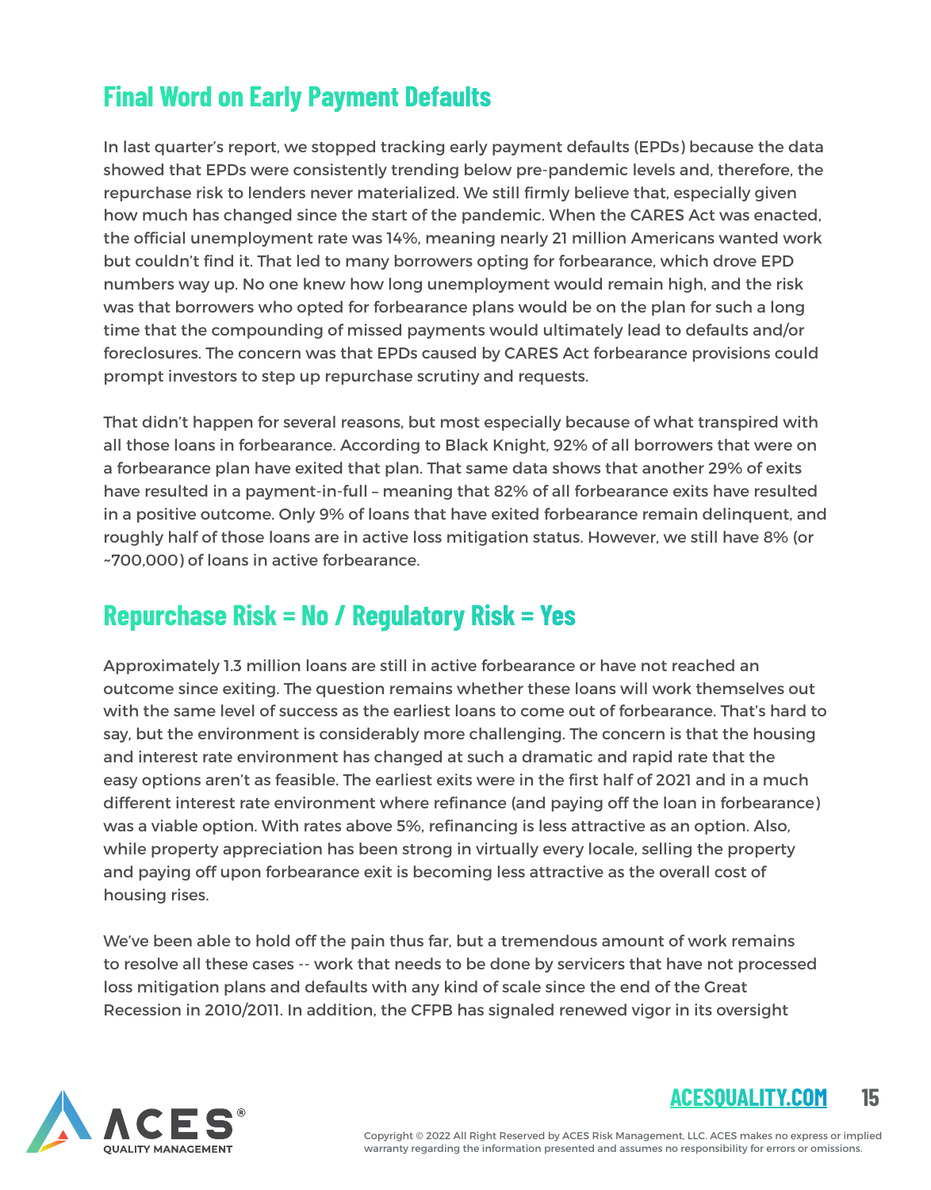## Final Word on Early Payment Defaults

In last quarter's report, we stopped tracking early payment defaults (EPDs) because the data showed that EPDs were consistently trending below pre-pandemic levels and, therefore, the repurchase risk to lenders never materialized. We still firmly believe that, especially given how much has changed since the start of the pandemic. When the CARES Act was enacted, the official unemployment rate was 14%, meaning nearly 21 million Americans wanted work but couldn't find it. That led to many borrowers opting for forbearance, which drove EPD numbers way up. No one knew how long unemployment would remain high, and the risk was that borrowers who opted for forbearance plans would be on the plan for such a long time that the compounding of missed payments would ultimately lead to defaults and/or foreclosures. The concern was that EPDs caused by CARES Act forbearance provisions could prompt investors to step up repurchase scrutiny and requests.

That didn't happen for several reasons, but most especially because of what transpired with all those loans in forbearance. According to Black Knight, 92% of all borrowers that were on a forbearance plan have exited that plan. That same data shows that another 29% of exits have resulted in a payment-in-full – meaning that 82% of all forbearance exits have resulted in a positive outcome. Only 9% of loans that have exited forbearance remain delinquent, and roughly half of those loans are in active loss mitigation status. However, we still have 8% (or ~700,000) of loans in active forbearance.

## Repurchase Risk = No / Regulatory Risk = Yes

Approximately 1.3 million loans are still in active forbearance or have not reached an outcome since exiting. The question remains whether these loans will work themselves out with the same level of success as the earliest loans to come out of forbearance. That's hard to say, but the environment is considerably more challenging. The concern is that the housing and interest rate environment has changed at such a dramatic and rapid rate that the easy options aren't as feasible. The earliest exits were in the first half of 2021 and in a much different interest rate environment where refinance (and paying off the loan in forbearance) was a viable option. With rates above 5%, refinancing is less attractive as an option. Also, while property appreciation has been strong in virtually every locale, selling the property and paying off upon forbearance exit is becoming less attractive as the overall cost of housing rises.

We've been able to hold off the pain thus far, but a tremendous amount of work remains to resolve all these cases -- work that needs to be done by servicers that have not processed loss mitigation plans and defaults with any kind of scale since the end of the Great Recession in 2010/2011. In addition, the CFPB has signaled renewed vigor in its oversight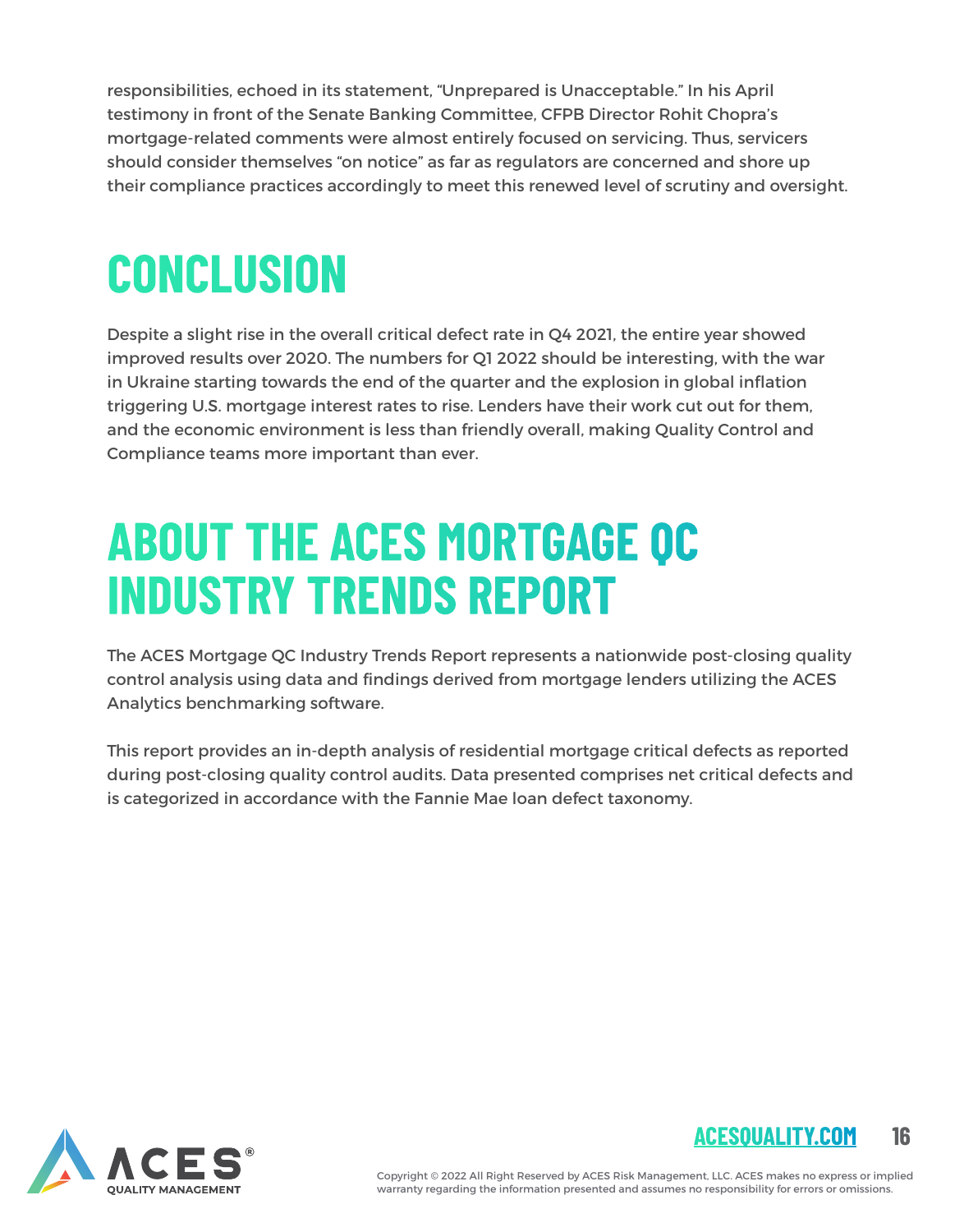responsibilities, echoed in its statement, “Unprepared is Unacceptable.” In his April testimony in front of the Senate Banking Committee, CFPB Director Rohit Chopra’s mortgage-related comments were almost entirely focused on servicing. Thus, servicers should consider themselves “on notice” as far as regulators are concerned and shore up their compliance practices accordingly to meet this renewed level of scrutiny and oversight.

# CONCLUSION

Despite a slight rise in the overall critical defect rate in Q4 2021, the entire year showed improved results over 2020. The numbers for Q1 2022 should be interesting, with the war in Ukraine starting towards the end of the quarter and the explosion in global inflation triggering U.S. mortgage interest rates to rise. Lenders have their work cut out for them, and the economic environment is less than friendly overall, making Quality Control and Compliance teams more important than ever.

# ABOUT THE ACES MORTGAGE QC INDUSTRY TRENDS REPORT

The ACES Mortgage QC Industry Trends Report represents a nationwide post-closing quality control analysis using data and findings derived from mortgage lenders utilizing the ACES Analytics benchmarking software.

This report provides an in-depth analysis of residential mortgage critical defects as reported during post-closing quality control audits. Data presented comprises net critical defects and is categorized in accordance with the Fannie Mae loan defect taxonomy.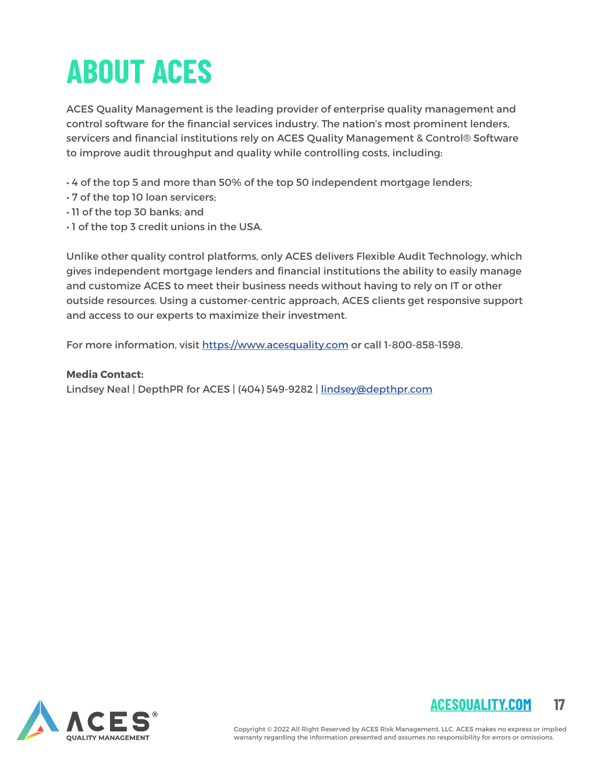# ABOUT ACES

ACES Quality Management is the leading provider of enterprise quality management and control software for the financial services industry. The nation's most prominent lenders, servicers and financial institutions rely on ACES Quality Management & Control® Software to improve audit throughput and quality while controlling costs, including:

• 4 of the top 5 and more than 50% of the top 50 independent mortgage lenders;
• 7 of the top 10 loan servicers;
• 11 of the top 30 banks; and
• 1 of the top 3 credit unions in the USA.

Unlike other quality control platforms, only ACES delivers Flexible Audit Technology, which gives independent mortgage lenders and financial institutions the ability to easily manage and customize ACES to meet their business needs without having to rely on IT or other outside resources. Using a customer-centric approach, ACES clients get responsive support and access to our experts to maximize their investment.

For more information, visit https://www.acesquality.com or call 1-800-858-1598.

**Media Contact:**
Lindsey Neal | DepthPR for ACES | (404) 549-9282 | lindsey@depthpr.com

Copyright © 2022 All Right Reserved by ACES Risk Management, LLC. ACES makes no express or implied warranty regarding the information presented and assumes no responsibility for errors or omissions.